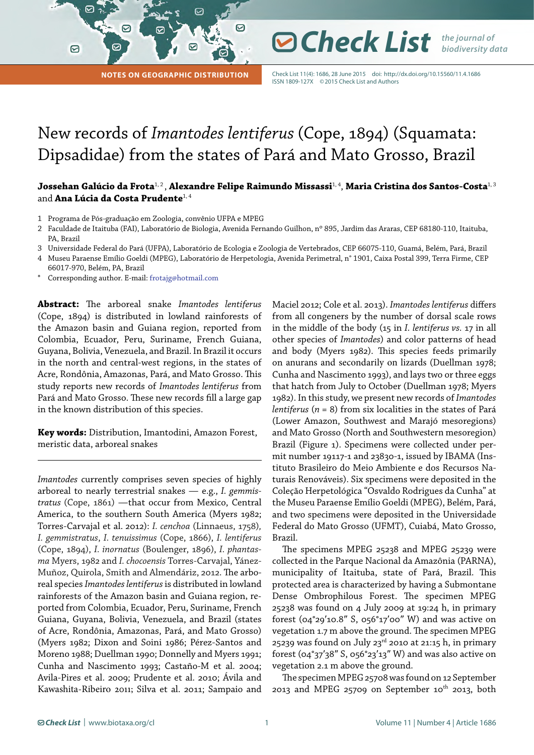NOTES ON GEOGRAPHIC DISTRIBUTION

# New records of *Imantodes lentiferus* (Cope, 1894) (Squamata: Dipsadidae) from the states of Pará and Mato Grosso, Brazil

**Jossehan Galúcio da Frota**[1,2], **Alexandre Felipe Raimundo Missassi**[1,4], **Maria Cristina dos Santos-Costa**[1,3] and **Ana Lúcia da Costa Prudente**[1,4]

1 Programa de Pós-graduação em Zoologia, convênio UFPA e MPEG
2 Faculdade de Itaituba (FAI), Laboratório de Biologia, Avenida Fernando Guilhon, nº 895, Jardim das Araras, CEP 68180-110, Itaituba, PA, Brazil
3 Universidade Federal do Pará (UFPA), Laboratório de Ecologia e Zoologia de Vertebrados, CEP 66075-110, Guamá, Belém, Pará, Brazil
4 Museu Paraense Emílio Goeldi (MPEG), Laboratório de Herpetologia, Avenida Perimetral, n° 1901, Caixa Postal 399, Terra Firme, CEP 66017-970, Belém, PA, Brazil
* Corresponding author. E-mail: frotajg@hotmail.com

**Abstract:** The arboreal snake *Imantodes lentiferus* (Cope, 1894) is distributed in lowland rainforests of the Amazon basin and Guiana region, reported from Colombia, Ecuador, Peru, Suriname, French Guiana, Guyana, Bolivia, Venezuela, and Brazil. In Brazil it occurs in the north and central-west regions, in the states of Acre, Rondônia, Amazonas, Pará, and Mato Grosso. This study reports new records of *Imantodes lentiferus* from Pará and Mato Grosso. These new records fill a large gap in the known distribution of this species.

**Key words:** Distribution, Imantodini, Amazon Forest, meristic data, arboreal snakes

---

*Imantodes* currently comprises seven species of highly arboreal to nearly terrestrial snakes — e.g., *I. gemmistratus* (Cope, 1861) —that occur from Mexico, Central America, to the southern South America (Myers 1982; Torres-Carvajal et al. 2012): *I. cenchoa* (Linnaeus, 1758), *I. gemmistratus*, *I. tenuissimus* (Cope, 1866), *I. lentiferus* (Cope, 1894), *I. inornatus* (Boulenger, 1896), *I. phantasma* Myers, 1982 and *I. chocoensis* Torres-Carvajal, Yánez-Muñoz, Quirola, Smith and Almendáriz, 2012. The arboreal species *Imantodes lentiferus* is distributed in lowland rainforests of the Amazon basin and Guiana region, reported from Colombia, Ecuador, Peru, Suriname, French Guiana, Guyana, Bolivia, Venezuela, and Brazil (states of Acre, Rondônia, Amazonas, Pará, and Mato Grosso) (Myers 1982; Dixon and Soini 1986; Pérez-Santos and Moreno 1988; Duellman 1990; Donnelly and Myers 1991; Cunha and Nascimento 1993; Castaño-M et al. 2004; Avila-Pires et al. 2009; Prudente et al. 2010; Ávila and Kawashita-Ribeiro 2011; Silva et al. 2011; Sampaio and Maciel 2012; Cole et al. 2013). *Imantodes lentiferus* differs from all congeners by the number of dorsal scale rows in the middle of the body (15 in *I. lentiferus vs.* 17 in all other species of *Imantodes*) and color patterns of head and body (Myers 1982). This species feeds primarily on anurans and secondarily on lizards (Duellman 1978; Cunha and Nascimento 1993), and lays two or three eggs that hatch from July to October (Duellman 1978; Myers 1982). In this study, we present new records of *Imantodes lentiferus* ($n$ = 8) from six localities in the states of Pará (Lower Amazon, Southwest and Marajó mesoregions) and Mato Grosso (North and Southwestern mesoregion) Brazil (Figure 1). Specimens were collected under permit number 19117-1 and 23830-1, issued by IBAMA (Instituto Brasileiro do Meio Ambiente e dos Recursos Naturais Renováveis). Six specimens were deposited in the Coleção Herpetológica "Osvaldo Rodrigues da Cunha" at the Museu Paraense Emílio Goeldi (MPEG), Belém, Pará, and two specimens were deposited in the Universidade Federal do Mato Grosso (UFMT), Cuiabá, Mato Grosso, Brazil.

The specimens MPEG 25238 and MPEG 25239 were collected in the Parque Nacional da Amazônia (PARNA), municipality of Itaituba, state of Pará, Brazil. This protected area is characterized by having a Submontane Dense Ombrophilous Forest. The specimen MPEG 25238 was found on 4 July 2009 at 19:24 h, in primary forest (04°29′10.8″ S, 056°17′00″ W) and was active on vegetation 1.7 m above the ground. The specimen MPEG 25239 was found on July 23rd 2010 at 21:15 h, in primary forest (04°37′38″ S, 056°23′13″ W) and was also active on vegetation 2.1 m above the ground.

The specimen MPEG 25708 was found on 12 September 2013 and MPEG 25709 on September 10th 2013, both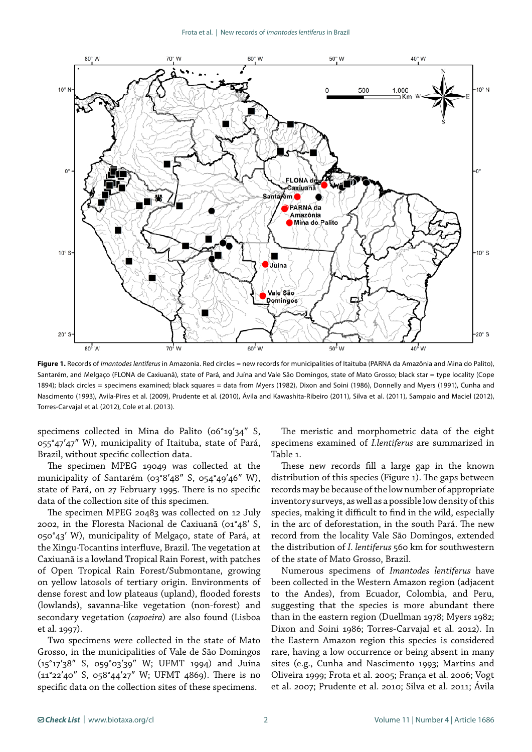**Figure 1.** Records of *Imantodes lentiferus* in Amazonia. Red circles = new records for municipalities of Itaituba (PARNA da Amazônia and Mina do Palito), Santarém, and Melgaço (FLONA de Caxiuanã), state of Pará, and Juína and Vale São Domingos, state of Mato Grosso; black star = type locality (Cope 1894); black circles = specimens examined; black squares = data from Myers (1982), Dixon and Soini (1986), Donnelly and Myers (1991), Cunha and Nascimento (1993), Avila-Pires et al. (2009), Prudente et al. (2010), Ávila and Kawashita-Ribeiro (2011), Silva et al. (2011), Sampaio and Maciel (2012), Torres-Carvajal et al. (2012), Cole et al. (2013).

specimens collected in Mina do Palito (06°19′34″ S, 055°47′47″ W), municipality of Itaituba, state of Pará, Brazil, without specific collection data.

The specimen MPEG 19049 was collected at the municipality of Santarém (03°8′48″ S, 054°49′46″ W), state of Pará, on 27 February 1995. There is no specific data of the collection site of this specimen.

The specimen MPEG 20483 was collected on 12 July 2002, in the Floresta Nacional de Caxiuanã (01°48′ S, 050°43′ W), municipality of Melgaço, state of Pará, at the Xingu-Tocantins interfluve, Brazil. The vegetation at Caxiuanã is a lowland Tropical Rain Forest, with patches of Open Tropical Rain Forest/Submontane, growing on yellow latosols of tertiary origin. Environments of dense forest and low plateaus (upland), flooded forests (lowlands), savanna-like vegetation (non-forest) and secondary vegetation (*capoeira*) are also found (Lisboa et al. 1997).

Two specimens were collected in the state of Mato Grosso, in the municipalities of Vale de São Domingos (15°17′38″ S, 059°03′39″ W; UFMT 1994) and Juína (11°22′40″ S, 058°44′27″ W; UFMT 4869). There is no specific data on the collection sites of these specimens.

The meristic and morphometric data of the eight specimens examined of *I.lentiferus* are summarized in Table 1.

These new records fill a large gap in the known distribution of this species (Figure 1). The gaps between records may be because of the low number of appropriate inventory surveys, as well as a possible low density of this species, making it difficult to find in the wild, especially in the arc of deforestation, in the south Pará. The new record from the locality Vale São Domingos, extended the distribution of *I. lentiferus* 560 km for southwestern of the state of Mato Grosso, Brazil.

Numerous specimens of *Imantodes lentiferus* have been collected in the Western Amazon region (adjacent to the Andes), from Ecuador, Colombia, and Peru, suggesting that the species is more abundant there than in the eastern region (Duellman 1978; Myers 1982; Dixon and Soini 1986; Torres-Carvajal et al. 2012). In the Eastern Amazon region this species is considered rare, having a low occurrence or being absent in many sites (e.g., Cunha and Nascimento 1993; Martins and Oliveira 1999; Frota et al. 2005; França et al. 2006; Vogt et al. 2007; Prudente et al. 2010; Silva et al. 2011; Ávila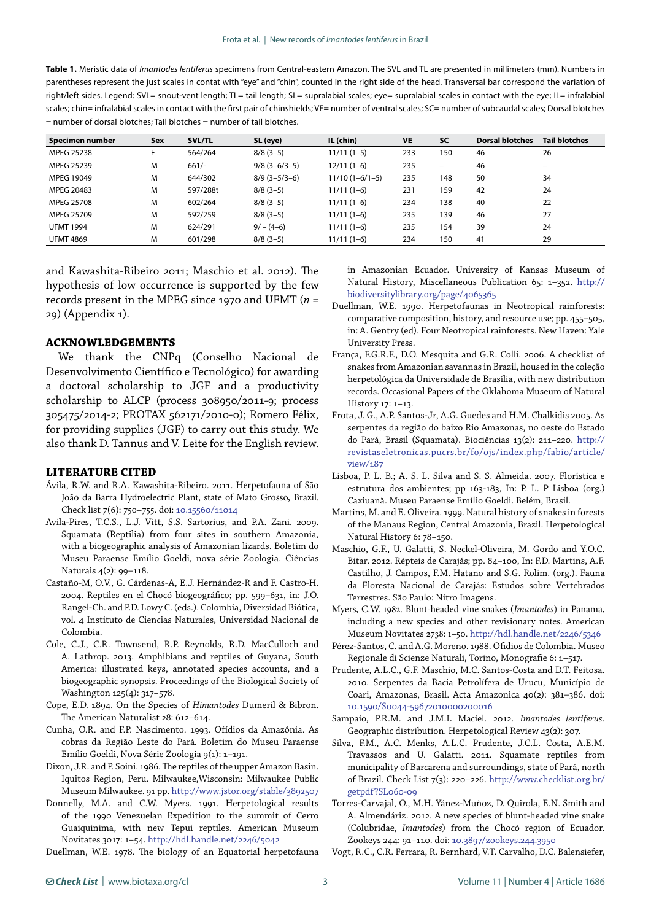**Table 1.** Meristic data of *Imantodes lentiferus* specimens from Central-eastern Amazon. The SVL and TL are presented in millimeters (mm). Numbers in parentheses represent the just scales in contat with "eye" and "chin", counted in the right side of the head. Transversal bar correspond the variation of right/left sides. Legend: SVL= snout-vent length; TL= tail length; SL= supralabial scales; eye= supralabial scales in contact with the eye; IL= infralabial scales; chin= infralabial scales in contact with the first pair of chinshields; VE= number of ventral scales; SC= number of subcaudal scales; Dorsal blotches = number of dorsal blotches; Tail blotches = number of tail blotches.

| Specimen number | Sex | SVL/TL | SL (eye) | IL (chin) | VE | SC | Dorsal blotches | Tail blotches |
|---|---|---|---|---|---|---|---|---|
| MPEG 25238 | F | 564/264 | 8/8 (3–5) | 11/11 (1–5) | 233 | 150 | 46 | 26 |
| MPEG 25239 | M | 661/- | 9/8 (3–6/3–5) | 12/11 (1–6) | 235 | – | 46 | – |
| MPEG 19049 | M | 644/302 | 8/9 (3–5/3–6) | 11/10 (1–6/1–5) | 235 | 148 | 50 | 34 |
| MPEG 20483 | M | 597/288t | 8/8 (3–5) | 11/11 (1–6) | 231 | 159 | 42 | 24 |
| MPEG 25708 | M | 602/264 | 8/8 (3–5) | 11/11 (1–6) | 234 | 138 | 40 | 22 |
| MPEG 25709 | M | 592/259 | 8/8 (3–5) | 11/11 (1–6) | 235 | 139 | 46 | 27 |
| UFMT 1994 | M | 624/291 | 9/ – (4–6) | 11/11 (1–6) | 235 | 154 | 39 | 24 |
| UFMT 4869 | M | 601/298 | 8/8 (3–5) | 11/11 (1–6) | 234 | 150 | 41 | 29 |

and Kawashita-Ribeiro 2011; Maschio et al. 2012). The hypothesis of low occurrence is supported by the few records present in the MPEG since 1970 and UFMT (*n* = 29) (Appendix 1).

## ACKNOWLEDGEMENTS

We thank the CNPq (Conselho Nacional de Desenvolvimento Científico e Tecnológico) for awarding a doctoral scholarship to JGF and a productivity scholarship to ALCP (process 308950/2011-9; process 305475/2014-2; PROTAX 562171/2010-0); Romero Félix, for providing supplies (JGF) to carry out this study. We also thank D. Tannus and V. Leite for the English review.

## LITERATURE CITED

Ávila, R.W. and R.A. Kawashita-Ribeiro. 2011. Herpetofauna of São João da Barra Hydroelectric Plant, state of Mato Grosso, Brazil. Check list 7(6): 750–755. doi: 10.15560/11014

Avila-Pires, T.C.S., L.J. Vitt, S.S. Sartorius, and P.A. Zani. 2009. Squamata (Reptilia) from four sites in southern Amazonia, with a biogeographic analysis of Amazonian lizards. Boletim do Museu Paraense Emílio Goeldi, nova série Zoologia. Ciências Naturais 4(2): 99–118.

Castaño-M, O.V., G. Cárdenas-A, E.J. Hernández-R and F. Castro-H. 2004. Reptiles en el Chocó biogeográfico; pp. 599–631, in: J.O. Rangel-Ch. and P.D. Lowy C. (eds.). Colombia, Diversidad Biótica, vol. 4 Instituto de Ciencias Naturales, Universidad Nacional de Colombia.

Cole, C.J., C.R. Townsend, R.P. Reynolds, R.D. MacCulloch and A. Lathrop. 2013. Amphibians and reptiles of Guyana, South America: illustrated keys, annotated species accounts, and a biogeographic synopsis. Proceedings of the Biological Society of Washington 125(4): 317–578.

Cope, E.D. 1894. On the Species of *Himantodes* Dumeril & Bibron. The American Naturalist 28: 612–614.

Cunha, O.R. and F.P. Nascimento. 1993. Ofídios da Amazônia. As cobras da Região Leste do Pará. Boletim do Museu Paraense Emílio Goeldi, Nova Série Zoologia 9(1): 1–191.

Dixon, J.R. and P. Soini. 1986. The reptiles of the upper Amazon Basin. Iquitos Region, Peru. Milwaukee,Wisconsin: Milwaukee Public Museum Milwaukee. 91 pp. http://www.jstor.org/stable/3892507

Donnelly, M.A. and C.W. Myers. 1991. Herpetological results of the 1990 Venezuelan Expedition to the summit of Cerro Guaiquinima, with new Tepui reptiles. American Museum Novitates 3017: 1–54. http://hdl.handle.net/2246/5042

Duellman, W.E. 1978. The biology of an Equatorial herpetofauna in Amazonian Ecuador. University of Kansas Museum of Natural History, Miscellaneous Publication 65: 1–352. http://biodiversitylibrary.org/page/4065365

Duellman, W.E. 1990. Herpetofaunas in Neotropical rainforests: comparative composition, history, and resource use; pp. 455–505, in: A. Gentry (ed). Four Neotropical rainforests. New Haven: Yale University Press.

França, F.G.R.F., D.O. Mesquita and G.R. Colli. 2006. A checklist of snakes from Amazonian savannas in Brazil, housed in the coleção herpetológica da Universidade de Brasília, with new distribution records. Occasional Papers of the Oklahoma Museum of Natural History 17: 1–13.

Frota, J. G., A.P. Santos-Jr, A.G. Guedes and H.M. Chalkidis 2005. As serpentes da região do baixo Rio Amazonas, no oeste do Estado do Pará, Brasil (Squamata). Biociências 13(2): 211–220. http://revistaseletronicas.pucrs.br/fo/ojs/index.php/fabio/article/view/187

Lisboa, P. L. B.; A. S. L. Silva and S. S. Almeida. 2007. Florística e estrutura dos ambientes; pp 163-183, In: P. L. P Lisboa (org.) Caxiuanã. Museu Paraense Emílio Goeldi. Belém, Brasil.

Martins, M. and E. Oliveira. 1999. Natural history of snakes in forests of the Manaus Region, Central Amazonia, Brazil. Herpetological Natural History 6: 78–150.

Maschio, G.F., U. Galatti, S. Neckel-Oliveira, M. Gordo and Y.O.C. Bitar. 2012. Répteis de Carajás; pp. 84–100, In: F.D. Martins, A.F. Castilho, J. Campos, F.M. Hatano and S.G. Rolim. (org.). Fauna da Floresta Nacional de Carajás: Estudos sobre Vertebrados Terrestres. São Paulo: Nitro Imagens.

Myers, C.W. 1982. Blunt-headed vine snakes (*Imantodes*) in Panama, including a new species and other revisionary notes. American Museum Novitates 2738: 1–50. http://hdl.handle.net/2246/5346

Pérez-Santos, C. and A.G. Moreno. 1988. Ofidios de Colombia. Museo Regionale di Scienze Naturali, Torino, Monografie 6: 1–517.

Prudente, A.L.C., G.F. Maschio, M.C. Santos-Costa and D.T. Feitosa. 2010. Serpentes da Bacia Petrolífera de Urucu, Município de Coari, Amazonas, Brasil. Acta Amazonica 40(2): 381–386. doi: 10.1590/S0044-59672010000200016

Sampaio, P.R.M. and J.M.L Maciel. 2012. *Imantodes lentiferus*. Geographic distribution. Herpetological Review 43(2): 307.

Silva, F.M., A.C. Menks, A.L.C. Prudente, J.C.L. Costa, A.E.M. Travassos and U. Galatti. 2011. Squamate reptiles from municipality of Barcarena and surroundings, state of Pará, north of Brazil. Check List 7(3): 220–226. http://www.checklist.org.br/getpdf?SL060-09

Torres-Carvajal, O., M.H. Yánez-Muñoz, D. Quirola, E.N. Smith and A. Almendáriz. 2012. A new species of blunt-headed vine snake (Colubridae, *Imantodes*) from the Chocó region of Ecuador. Zookeys 244: 91–110. doi: 10.3897/zookeys.244.3950

Vogt, R.C., C.R. Ferrara, R. Bernhard, V.T. Carvalho, D.C. Balensiefer,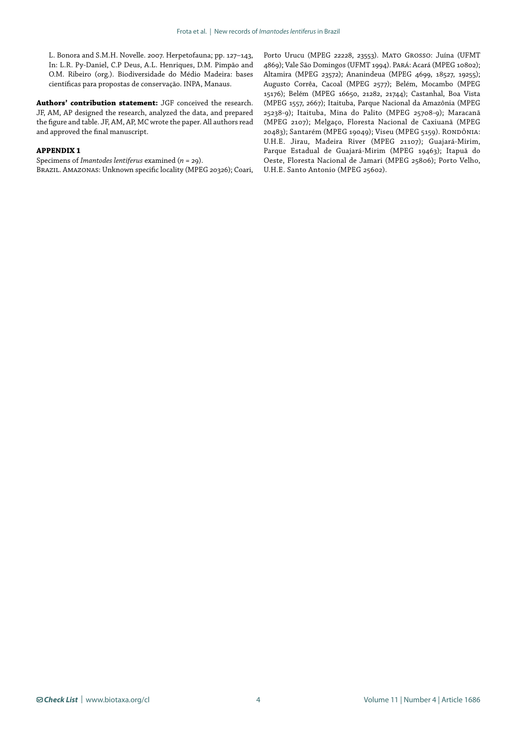L. Bonora and S.M.H. Novelle. 2007. Herpetofauna; pp. 127–143, In: L.R. Py-Daniel, C.P Deus, A.L. Henriques, D.M. Pimpão and O.M. Ribeiro (org.). Biodiversidade do Médio Madeira: bases científicas para propostas de conservação. INPA, Manaus.

**Authors' contribution statement:** JGF conceived the research. JF, AM, AP designed the research, analyzed the data, and prepared the figure and table. JF, AM, AP, MC wrote the paper. All authors read and approved the final manuscript.

**APPENDIX 1**

Specimens of *Imantodes lentiferus* examined (*n* = 29).
Brazil. Amazonas: Unknown specific locality (MPEG 20326); Coari, Porto Urucu (MPEG 22228, 23553). Mato Grosso: Juína (UFMT 4869); Vale São Domingos (UFMT 1994). Pará: Acará (MPEG 10802); Altamira (MPEG 23572); Ananindeua (MPEG 4699, 18527, 19255); Augusto Corrêa, Cacoal (MPEG 2577); Belém, Mocambo (MPEG 15176); Belém (MPEG 16650, 21282, 21744); Castanhal, Boa Vista (MPEG 1557, 2667); Itaituba, Parque Nacional da Amazônia (MPEG 25238-9); Itaituba, Mina do Palito (MPEG 25708-9); Maracanã (MPEG 2107); Melgaço, Floresta Nacional de Caxiuanã (MPEG 20483); Santarém (MPEG 19049); Viseu (MPEG 5159). Rondônia: U.H.E. Jirau, Madeira River (MPEG 21107); Guajará-Mirim, Parque Estadual de Guajará-Mirim (MPEG 19463); Itapuã do Oeste, Floresta Nacional de Jamari (MPEG 25806); Porto Velho, U.H.E. Santo Antonio (MPEG 25602).